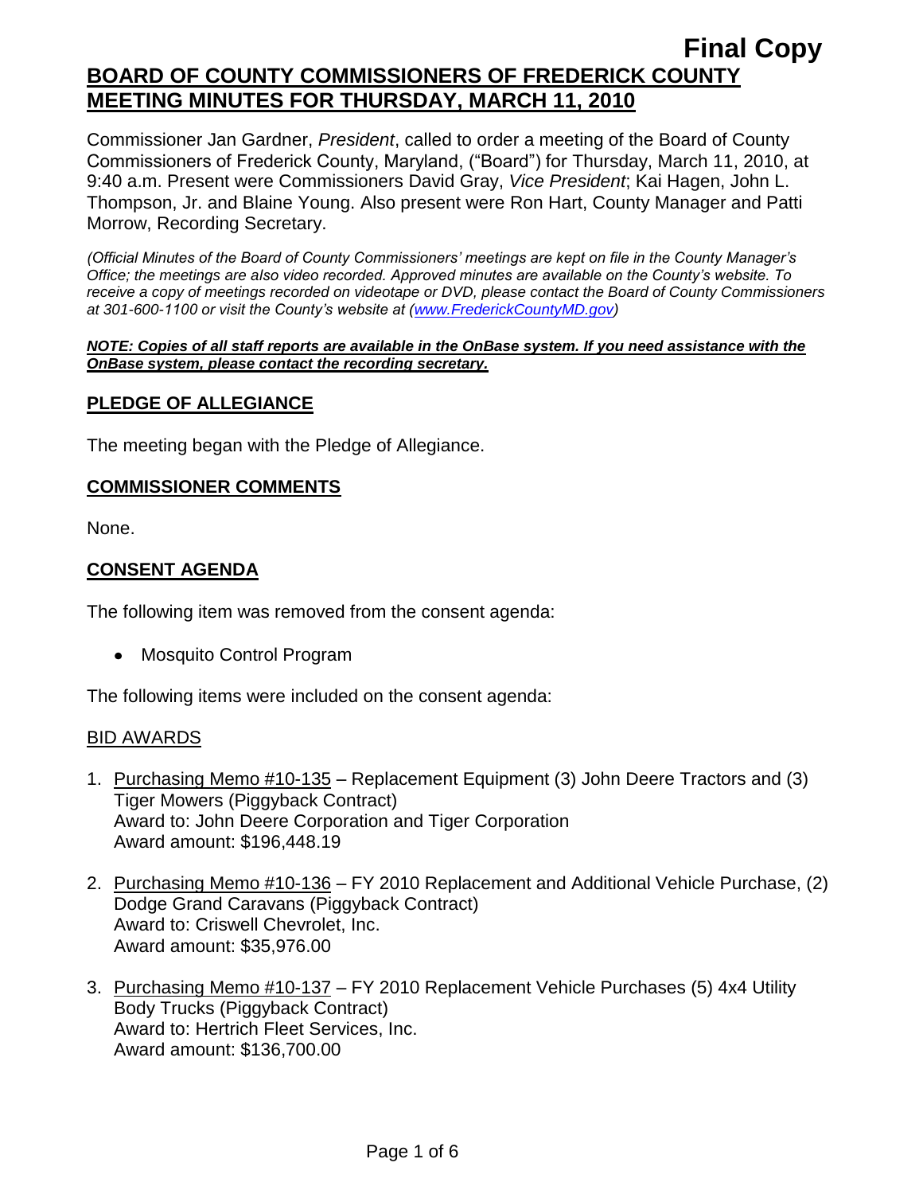**Final Copy**

# BOARD OF COUNTY COMMISSIONERS OF FREDERICK COUNTY MEETING MINUTES FOR THURSDAY, MARCH 11, 2010

Commissioner Jan Gardner, *President*, called to order a meeting of the Board of County Commissioners of Frederick County, Maryland, ("Board") for Thursday, March 11, 2010, at 9:40 a.m. Present were Commissioners David Gray, *Vice President*; Kai Hagen, John L. Thompson, Jr. and Blaine Young. Also present were Ron Hart, County Manager and Patti Morrow, Recording Secretary.

*(Official Minutes of the Board of County Commissioners' meetings are kept on file in the County Manager's Office; the meetings are also video recorded. Approved minutes are available on the County's website. To receive a copy of meetings recorded on videotape or DVD, please contact the Board of County Commissioners at 301-600-1100 or visit the County's website at (www.FrederickCountyMD.gov)*

***NOTE: Copies of all staff reports are available in the OnBase system. If you need assistance with the OnBase system, please contact the recording secretary.***

## PLEDGE OF ALLEGIANCE

The meeting began with the Pledge of Allegiance.

## COMMISSIONER COMMENTS

None.

## CONSENT AGENDA

The following item was removed from the consent agenda:

- Mosquito Control Program

The following items were included on the consent agenda:

### BID AWARDS

1. Purchasing Memo #10-135 – Replacement Equipment (3) John Deere Tractors and (3) Tiger Mowers (Piggyback Contract)
   Award to: John Deere Corporation and Tiger Corporation
   Award amount: $196,448.19

2. Purchasing Memo #10-136 – FY 2010 Replacement and Additional Vehicle Purchase, (2) Dodge Grand Caravans (Piggyback Contract)
   Award to: Criswell Chevrolet, Inc.
   Award amount: $35,976.00

3. Purchasing Memo #10-137 – FY 2010 Replacement Vehicle Purchases (5) 4x4 Utility Body Trucks (Piggyback Contract)
   Award to: Hertrich Fleet Services, Inc.
   Award amount: $136,700.00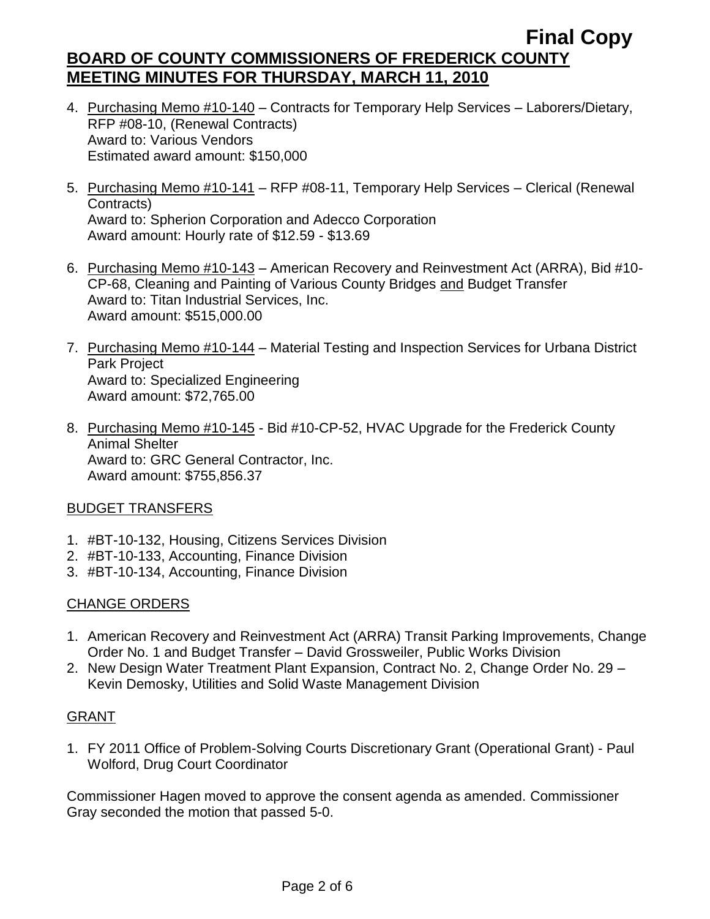4. Purchasing Memo #10-140 – Contracts for Temporary Help Services – Laborers/Dietary, RFP #08-10, (Renewal Contracts)
   Award to: Various Vendors
   Estimated award amount: $150,000

5. Purchasing Memo #10-141 – RFP #08-11, Temporary Help Services – Clerical (Renewal Contracts)
   Award to: Spherion Corporation and Adecco Corporation
   Award amount: Hourly rate of $12.59 - $13.69

6. Purchasing Memo #10-143 – American Recovery and Reinvestment Act (ARRA), Bid #10-CP-68, Cleaning and Painting of Various County Bridges and Budget Transfer
   Award to: Titan Industrial Services, Inc.
   Award amount: $515,000.00

7. Purchasing Memo #10-144 – Material Testing and Inspection Services for Urbana District Park Project
   Award to: Specialized Engineering
   Award amount: $72,765.00

8. Purchasing Memo #10-145 - Bid #10-CP-52, HVAC Upgrade for the Frederick County Animal Shelter
   Award to: GRC General Contractor, Inc.
   Award amount: $755,856.37

BUDGET TRANSFERS

1. #BT-10-132, Housing, Citizens Services Division
2. #BT-10-133, Accounting, Finance Division
3. #BT-10-134, Accounting, Finance Division

CHANGE ORDERS

1. American Recovery and Reinvestment Act (ARRA) Transit Parking Improvements, Change Order No. 1 and Budget Transfer – David Grossweiler, Public Works Division
2. New Design Water Treatment Plant Expansion, Contract No. 2, Change Order No. 29 – Kevin Demosky, Utilities and Solid Waste Management Division

GRANT

1. FY 2011 Office of Problem-Solving Courts Discretionary Grant (Operational Grant) - Paul Wolford, Drug Court Coordinator

Commissioner Hagen moved to approve the consent agenda as amended. Commissioner Gray seconded the motion that passed 5-0.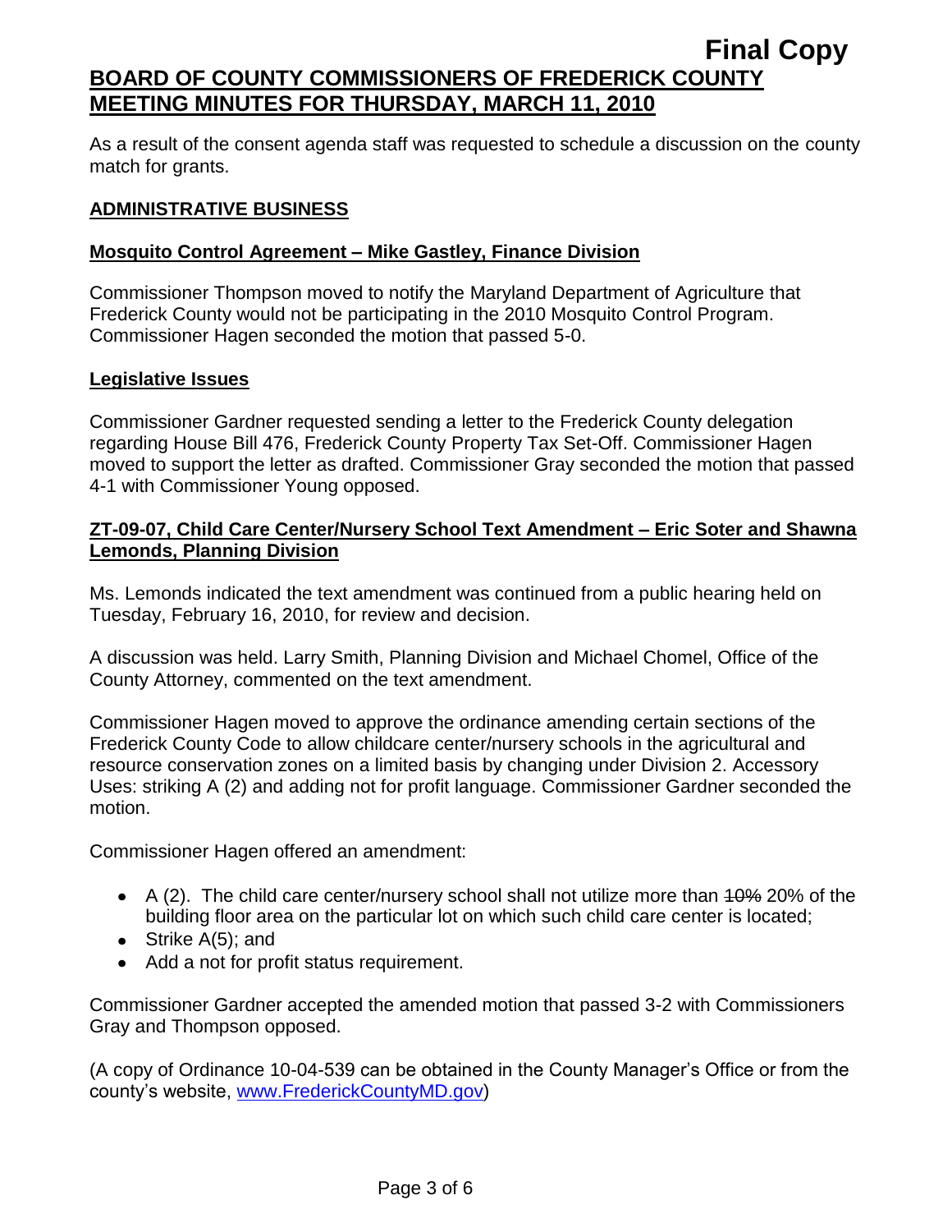As a result of the consent agenda staff was requested to schedule a discussion on the county match for grants.

## ADMINISTRATIVE BUSINESS

### Mosquito Control Agreement – Mike Gastley, Finance Division

Commissioner Thompson moved to notify the Maryland Department of Agriculture that Frederick County would not be participating in the 2010 Mosquito Control Program. Commissioner Hagen seconded the motion that passed 5-0.

### Legislative Issues

Commissioner Gardner requested sending a letter to the Frederick County delegation regarding House Bill 476, Frederick County Property Tax Set-Off. Commissioner Hagen moved to support the letter as drafted. Commissioner Gray seconded the motion that passed 4-1 with Commissioner Young opposed.

### ZT-09-07, Child Care Center/Nursery School Text Amendment – Eric Soter and Shawna Lemonds, Planning Division

Ms. Lemonds indicated the text amendment was continued from a public hearing held on Tuesday, February 16, 2010, for review and decision.

A discussion was held. Larry Smith, Planning Division and Michael Chomel, Office of the County Attorney, commented on the text amendment.

Commissioner Hagen moved to approve the ordinance amending certain sections of the Frederick County Code to allow childcare center/nursery schools in the agricultural and resource conservation zones on a limited basis by changing under Division 2. Accessory Uses: striking A (2) and adding not for profit language. Commissioner Gardner seconded the motion.

Commissioner Hagen offered an amendment:

- A (2). The child care center/nursery school shall not utilize more than ~~10%~~ 20% of the building floor area on the particular lot on which such child care center is located;
- Strike A(5); and
- Add a not for profit status requirement.

Commissioner Gardner accepted the amended motion that passed 3-2 with Commissioners Gray and Thompson opposed.

(A copy of Ordinance 10-04-539 can be obtained in the County Manager's Office or from the county's website, www.FrederickCountyMD.gov)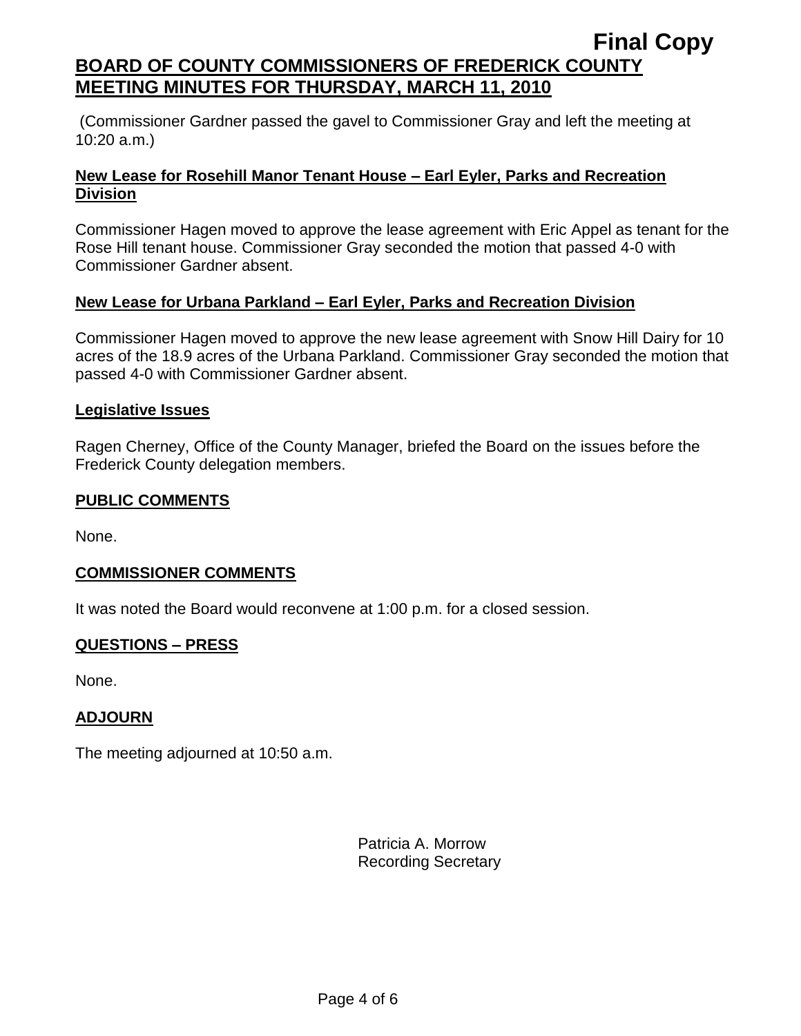**Final Copy**

**BOARD OF COUNTY COMMISSIONERS OF FREDERICK COUNTY MEETING MINUTES FOR THURSDAY, MARCH 11, 2010**

(Commissioner Gardner passed the gavel to Commissioner Gray and left the meeting at 10:20 a.m.)

**New Lease for Rosehill Manor Tenant House – Earl Eyler, Parks and Recreation Division**

Commissioner Hagen moved to approve the lease agreement with Eric Appel as tenant for the Rose Hill tenant house. Commissioner Gray seconded the motion that passed 4-0 with Commissioner Gardner absent.

**New Lease for Urbana Parkland – Earl Eyler, Parks and Recreation Division**

Commissioner Hagen moved to approve the new lease agreement with Snow Hill Dairy for 10 acres of the 18.9 acres of the Urbana Parkland. Commissioner Gray seconded the motion that passed 4-0 with Commissioner Gardner absent.

**Legislative Issues**

Ragen Cherney, Office of the County Manager, briefed the Board on the issues before the Frederick County delegation members.

**PUBLIC COMMENTS**

None.

**COMMISSIONER COMMENTS**

It was noted the Board would reconvene at 1:00 p.m. for a closed session.

**QUESTIONS – PRESS**

None.

**ADJOURN**

The meeting adjourned at 10:50 a.m.

Patricia A. Morrow
Recording Secretary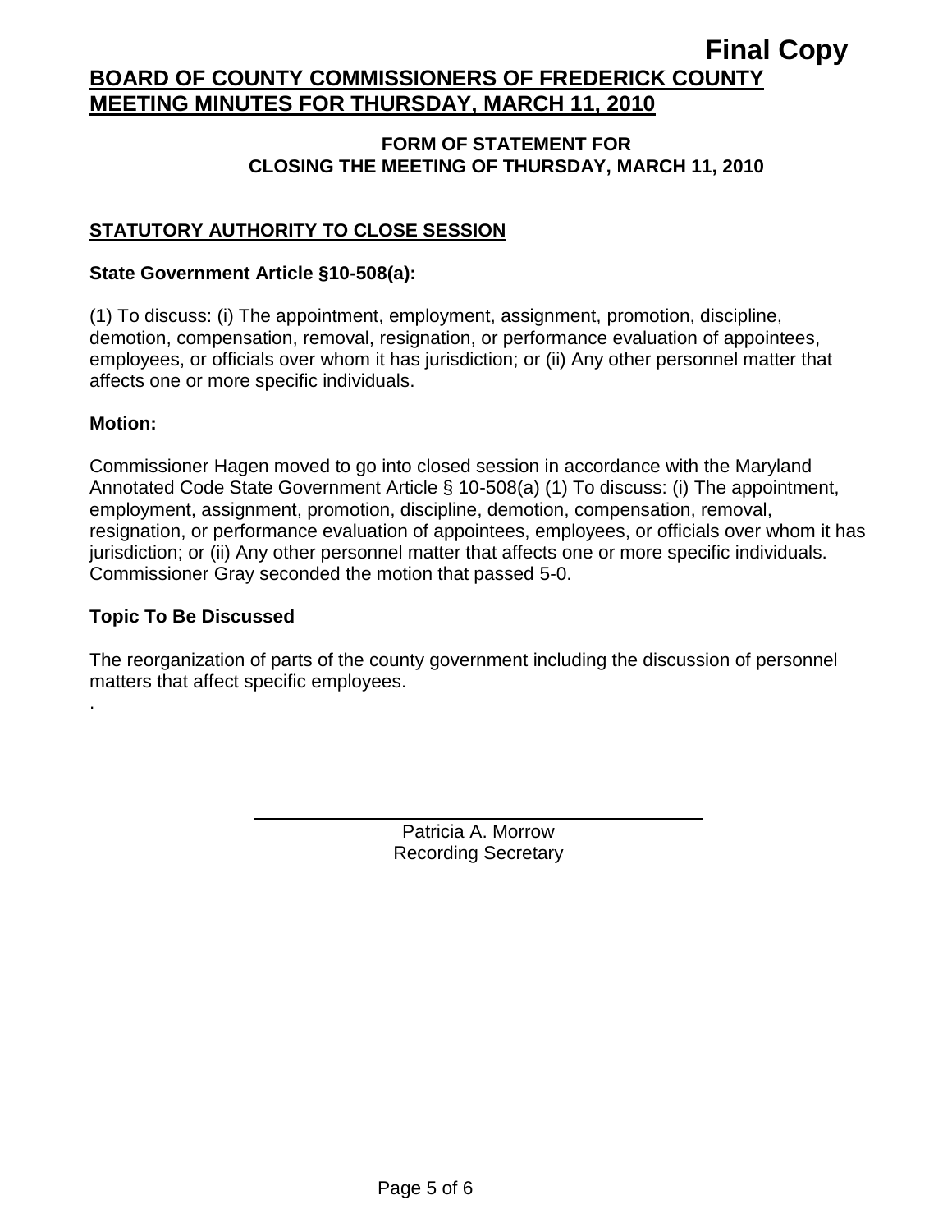**Final Copy**

**BOARD OF COUNTY COMMISSIONERS OF FREDERICK COUNTY**
**MEETING MINUTES FOR THURSDAY, MARCH 11, 2010**

**FORM OF STATEMENT FOR**
**CLOSING THE MEETING OF THURSDAY, MARCH 11, 2010**

## STATUTORY AUTHORITY TO CLOSE SESSION

**State Government Article §10-508(a):**

(1) To discuss: (i) The appointment, employment, assignment, promotion, discipline, demotion, compensation, removal, resignation, or performance evaluation of appointees, employees, or officials over whom it has jurisdiction; or (ii) Any other personnel matter that affects one or more specific individuals.

**Motion:**

Commissioner Hagen moved to go into closed session in accordance with the Maryland Annotated Code State Government Article § 10-508(a) (1) To discuss: (i) The appointment, employment, assignment, promotion, discipline, demotion, compensation, removal, resignation, or performance evaluation of appointees, employees, or officials over whom it has jurisdiction; or (ii) Any other personnel matter that affects one or more specific individuals. Commissioner Gray seconded the motion that passed 5-0.

**Topic To Be Discussed**

The reorganization of parts of the county government including the discussion of personnel matters that affect specific employees.

.

Patricia A. Morrow
Recording Secretary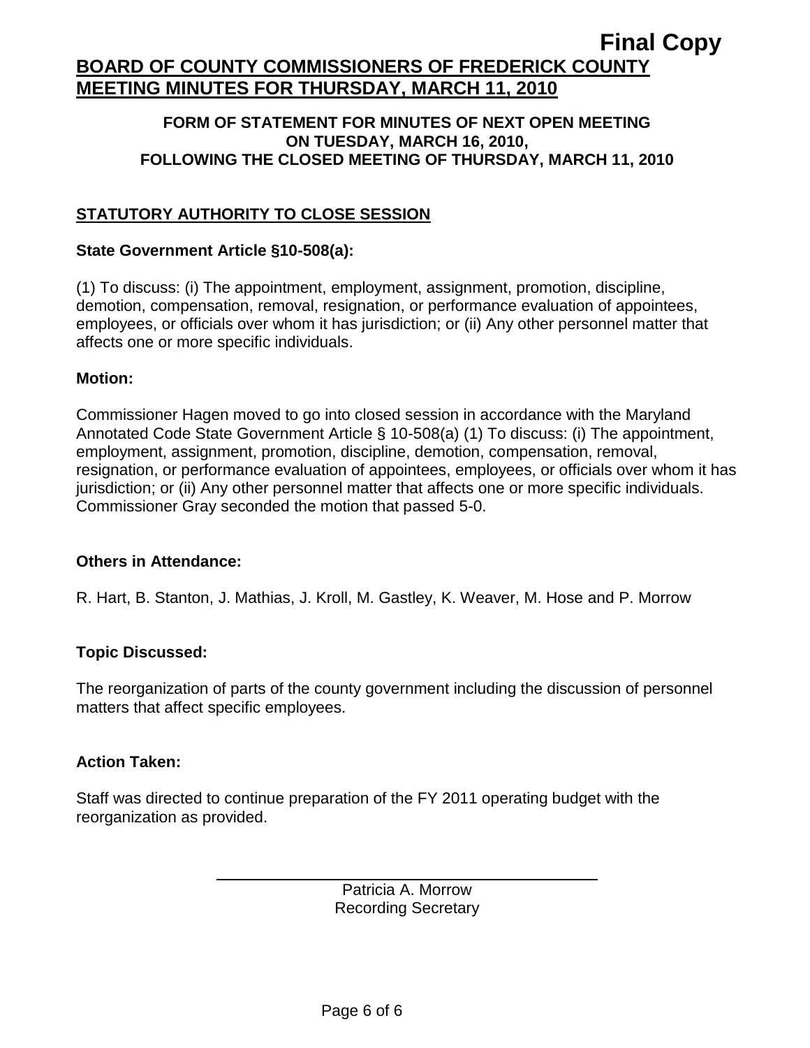**Final Copy**

# BOARD OF COUNTY COMMISSIONERS OF FREDERICK COUNTY
# MEETING MINUTES FOR THURSDAY, MARCH 11, 2010

### FORM OF STATEMENT FOR MINUTES OF NEXT OPEN MEETING ON TUESDAY, MARCH 16, 2010, FOLLOWING THE CLOSED MEETING OF THURSDAY, MARCH 11, 2010

## STATUTORY AUTHORITY TO CLOSE SESSION

**State Government Article §10-508(a):**

(1) To discuss: (i) The appointment, employment, assignment, promotion, discipline, demotion, compensation, removal, resignation, or performance evaluation of appointees, employees, or officials over whom it has jurisdiction; or (ii) Any other personnel matter that affects one or more specific individuals.

**Motion:**

Commissioner Hagen moved to go into closed session in accordance with the Maryland Annotated Code State Government Article § 10-508(a) (1) To discuss: (i) The appointment, employment, assignment, promotion, discipline, demotion, compensation, removal, resignation, or performance evaluation of appointees, employees, or officials over whom it has jurisdiction; or (ii) Any other personnel matter that affects one or more specific individuals. Commissioner Gray seconded the motion that passed 5-0.

**Others in Attendance:**

R. Hart, B. Stanton, J. Mathias, J. Kroll, M. Gastley, K. Weaver, M. Hose and P. Morrow

**Topic Discussed:**

The reorganization of parts of the county government including the discussion of personnel matters that affect specific employees.

**Action Taken:**

Staff was directed to continue preparation of the FY 2011 operating budget with the reorganization as provided.

Patricia A. Morrow
Recording Secretary